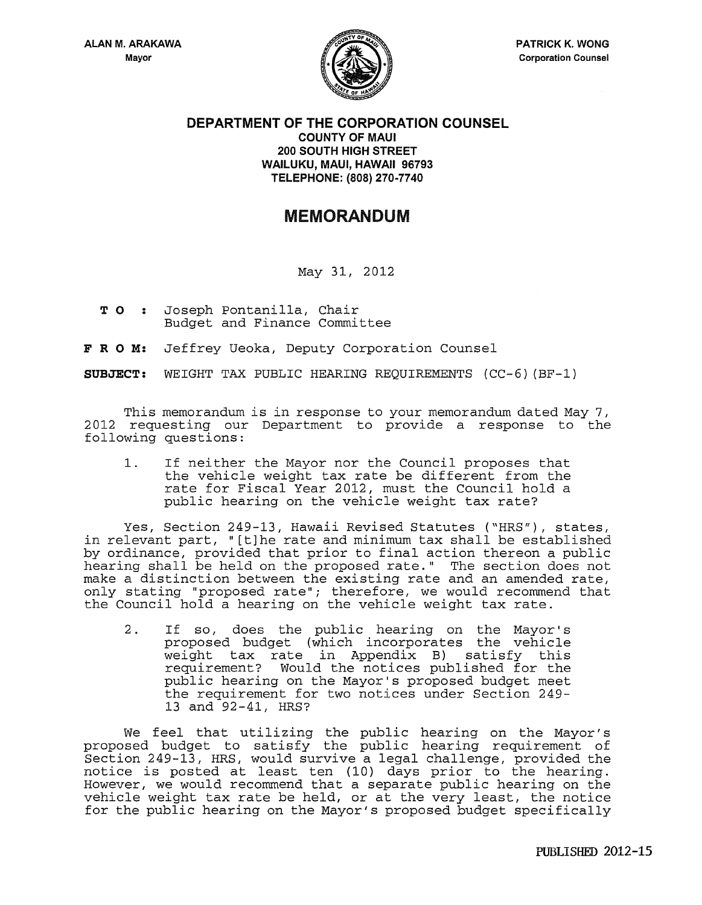ALAN M. ARAKAWA
Mayor

PATRICK K. WONG
Corporation Counsel

**DEPARTMENT OF THE CORPORATION COUNSEL**
**COUNTY OF MAUI**
**200 SOUTH HIGH STREET**
**WAILUKU, MAUI, HAWAII 96793**
**TELEPHONE: (808) 270-7740**

# MEMORANDUM

May 31, 2012

**TO:** Joseph Pontanilla, Chair
Budget and Finance Committee

**FROM:** Jeffrey Ueoka, Deputy Corporation Counsel

**SUBJECT:** WEIGHT TAX PUBLIC HEARING REQUIREMENTS (CC-6)(BF-1)

This memorandum is in response to your memorandum dated May 7, 2012 requesting our Department to provide a response to the following questions:

1. If neither the Mayor nor the Council proposes that the vehicle weight tax rate be different from the rate for Fiscal Year 2012, must the Council hold a public hearing on the vehicle weight tax rate?

Yes, Section 249-13, Hawaii Revised Statutes ("HRS"), states, in relevant part, "[t]he rate and minimum tax shall be established by ordinance, provided that prior to final action thereon a public hearing shall be held on the proposed rate." The section does not make a distinction between the existing rate and an amended rate, only stating "proposed rate"; therefore, we would recommend that the Council hold a hearing on the vehicle weight tax rate.

2. If so, does the public hearing on the Mayor's proposed budget (which incorporates the vehicle weight tax rate in Appendix B) satisfy this requirement? Would the notices published for the public hearing on the Mayor's proposed budget meet the requirement for two notices under Section 249-13 and 92-41, HRS?

We feel that utilizing the public hearing on the Mayor's proposed budget to satisfy the public hearing requirement of Section 249-13, HRS, would survive a legal challenge, provided the notice is posted at least ten (10) days prior to the hearing. However, we would recommend that a separate public hearing on the vehicle weight tax rate be held, or at the very least, the notice for the public hearing on the Mayor's proposed budget specifically

PUBLISHED 2012-15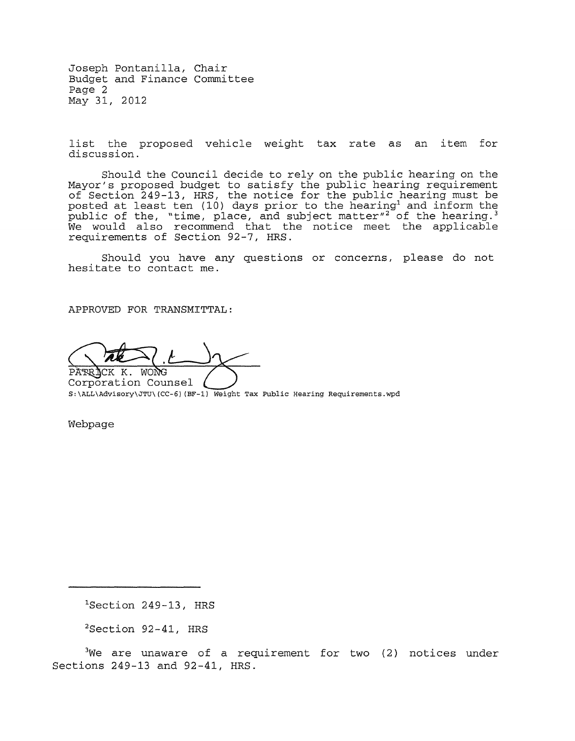list the proposed vehicle weight tax rate as an item for discussion.

Should the Council decide to rely on the public hearing on the Mayor's proposed budget to satisfy the public hearing requirement of Section 249-13, HRS, the notice for the public hearing must be posted at least ten (10) days prior to the hearing[1] and inform the public of the, "time, place, and subject matter"[2] of the hearing.[3] We would also recommend that the notice meet the applicable requirements of Section 92-7, HRS.

Should you have any questions or concerns, please do not hesitate to contact me.

APPROVED FOR TRANSMITTAL:

PATRICK K. WONG
Corporation Counsel

S:\ALL\Advisory\JTU\(CC-6)(BF-1) Weight Tax Public Hearing Requirements.wpd

Webpage

---

[1]Section 249-13, HRS

[2]Section 92-41, HRS

[3]We are unaware of a requirement for two (2) notices under Sections 249-13 and 92-41, HRS.